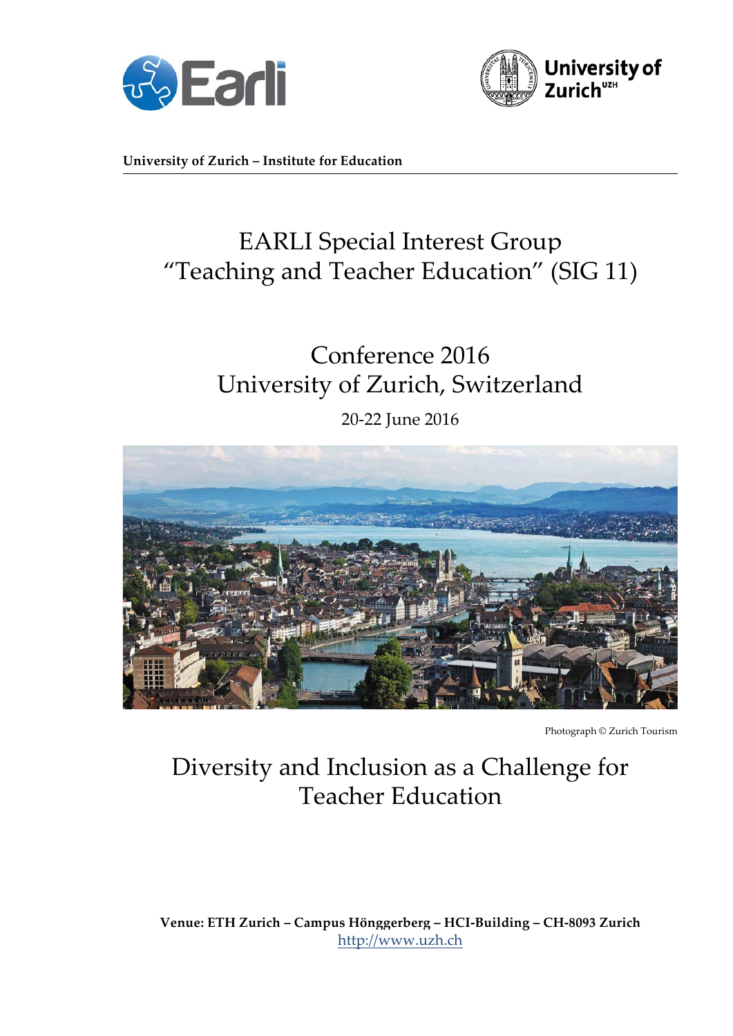**University of Zurich – Institute for Education**

# EARLI Special Interest Group "Teaching and Teacher Education" (SIG 11)

## Conference 2016
## University of Zurich, Switzerland

20-22 June 2016

Photograph © Zurich Tourism

# Diversity and Inclusion as a Challenge for Teacher Education

**Venue: ETH Zurich – Campus Hönggerberg – HCI-Building – CH-8093 Zurich**
http://www.uzh.ch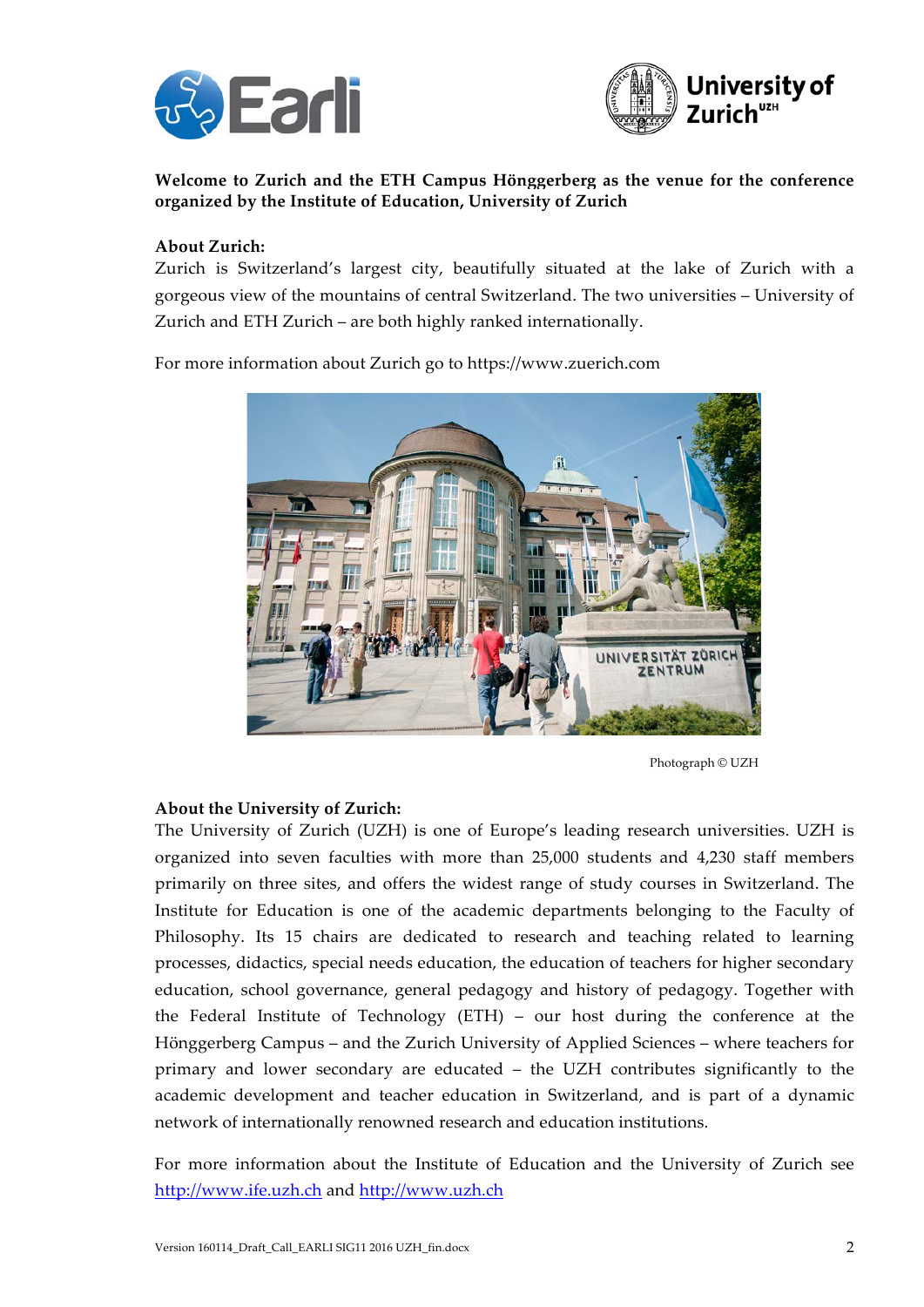**Welcome to Zurich and the ETH Campus Hönggerberg as the venue for the conference organized by the Institute of Education, University of Zurich**

**About Zurich:**

Zurich is Switzerland's largest city, beautifully situated at the lake of Zurich with a gorgeous view of the mountains of central Switzerland. The two universities – University of Zurich and ETH Zurich – are both highly ranked internationally.

For more information about Zurich go to https://www.zuerich.com

Photograph © UZH

**About the University of Zurich:**

The University of Zurich (UZH) is one of Europe's leading research universities. UZH is organized into seven faculties with more than 25,000 students and 4,230 staff members primarily on three sites, and offers the widest range of study courses in Switzerland. The Institute for Education is one of the academic departments belonging to the Faculty of Philosophy. Its 15 chairs are dedicated to research and teaching related to learning processes, didactics, special needs education, the education of teachers for higher secondary education, school governance, general pedagogy and history of pedagogy. Together with the Federal Institute of Technology (ETH) – our host during the conference at the Hönggerberg Campus – and the Zurich University of Applied Sciences – where teachers for primary and lower secondary are educated – the UZH contributes significantly to the academic development and teacher education in Switzerland, and is part of a dynamic network of internationally renowned research and education institutions.

For more information about the Institute of Education and the University of Zurich see http://www.ife.uzh.ch and http://www.uzh.ch

Version 160114_Draft_Call_EARLI SIG11 2016 UZH_fin.docx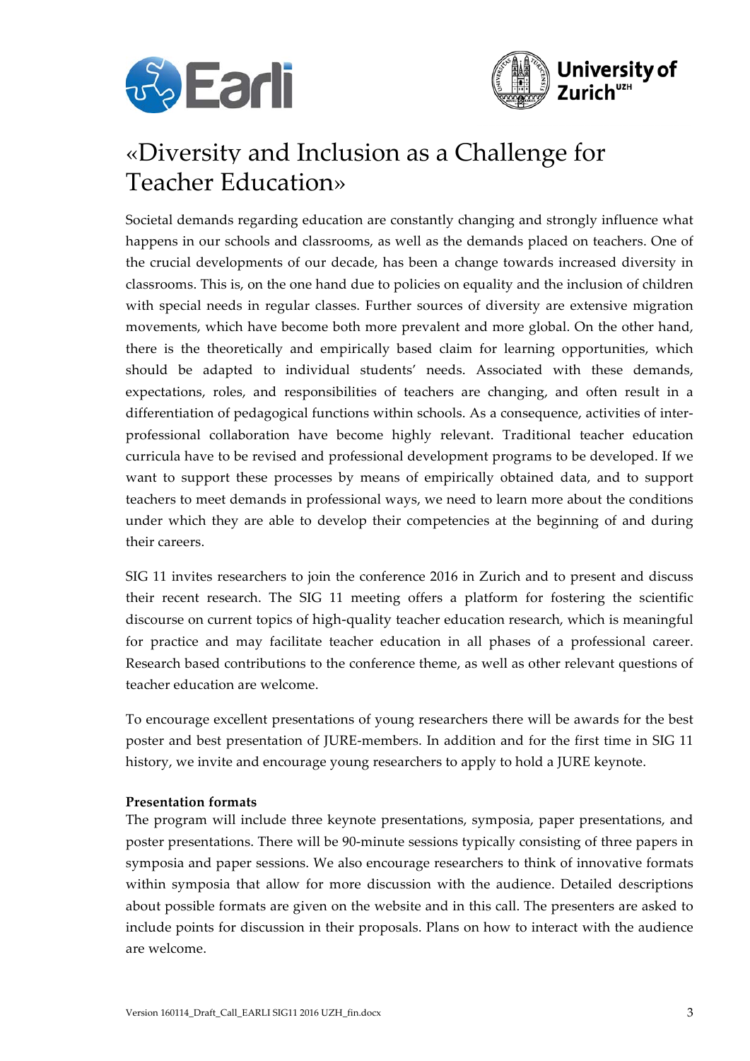# «Diversity and Inclusion as a Challenge for Teacher Education»

Societal demands regarding education are constantly changing and strongly influence what happens in our schools and classrooms, as well as the demands placed on teachers. One of the crucial developments of our decade, has been a change towards increased diversity in classrooms. This is, on the one hand due to policies on equality and the inclusion of children with special needs in regular classes. Further sources of diversity are extensive migration movements, which have become both more prevalent and more global. On the other hand, there is the theoretically and empirically based claim for learning opportunities, which should be adapted to individual students' needs. Associated with these demands, expectations, roles, and responsibilities of teachers are changing, and often result in a differentiation of pedagogical functions within schools. As a consequence, activities of inter-professional collaboration have become highly relevant. Traditional teacher education curricula have to be revised and professional development programs to be developed. If we want to support these processes by means of empirically obtained data, and to support teachers to meet demands in professional ways, we need to learn more about the conditions under which they are able to develop their competencies at the beginning of and during their careers.

SIG 11 invites researchers to join the conference 2016 in Zurich and to present and discuss their recent research. The SIG 11 meeting offers a platform for fostering the scientific discourse on current topics of high-quality teacher education research, which is meaningful for practice and may facilitate teacher education in all phases of a professional career. Research based contributions to the conference theme, as well as other relevant questions of teacher education are welcome.

To encourage excellent presentations of young researchers there will be awards for the best poster and best presentation of JURE-members. In addition and for the first time in SIG 11 history, we invite and encourage young researchers to apply to hold a JURE keynote.

**Presentation formats**

The program will include three keynote presentations, symposia, paper presentations, and poster presentations. There will be 90-minute sessions typically consisting of three papers in symposia and paper sessions. We also encourage researchers to think of innovative formats within symposia that allow for more discussion with the audience. Detailed descriptions about possible formats are given on the website and in this call. The presenters are asked to include points for discussion in their proposals. Plans on how to interact with the audience are welcome.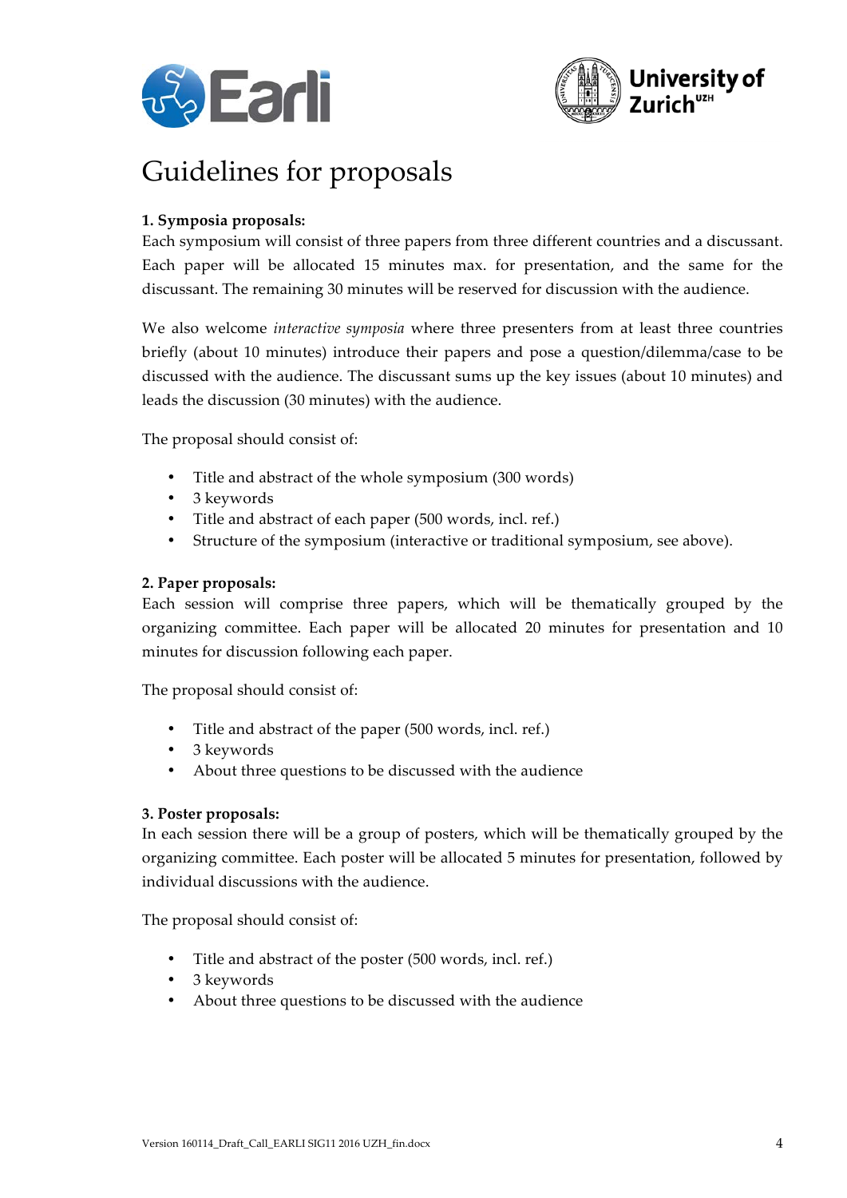# Guidelines for proposals

**1. Symposia proposals:**

Each symposium will consist of three papers from three different countries and a discussant. Each paper will be allocated 15 minutes max. for presentation, and the same for the discussant. The remaining 30 minutes will be reserved for discussion with the audience.

We also welcome *interactive symposia* where three presenters from at least three countries briefly (about 10 minutes) introduce their papers and pose a question/dilemma/case to be discussed with the audience. The discussant sums up the key issues (about 10 minutes) and leads the discussion (30 minutes) with the audience.

The proposal should consist of:

- Title and abstract of the whole symposium (300 words)
- 3 keywords
- Title and abstract of each paper (500 words, incl. ref.)
- Structure of the symposium (interactive or traditional symposium, see above).

**2. Paper proposals:**

Each session will comprise three papers, which will be thematically grouped by the organizing committee. Each paper will be allocated 20 minutes for presentation and 10 minutes for discussion following each paper.

The proposal should consist of:

- Title and abstract of the paper (500 words, incl. ref.)
- 3 keywords
- About three questions to be discussed with the audience

**3. Poster proposals:**

In each session there will be a group of posters, which will be thematically grouped by the organizing committee. Each poster will be allocated 5 minutes for presentation, followed by individual discussions with the audience.

The proposal should consist of:

- Title and abstract of the poster (500 words, incl. ref.)
- 3 keywords
- About three questions to be discussed with the audience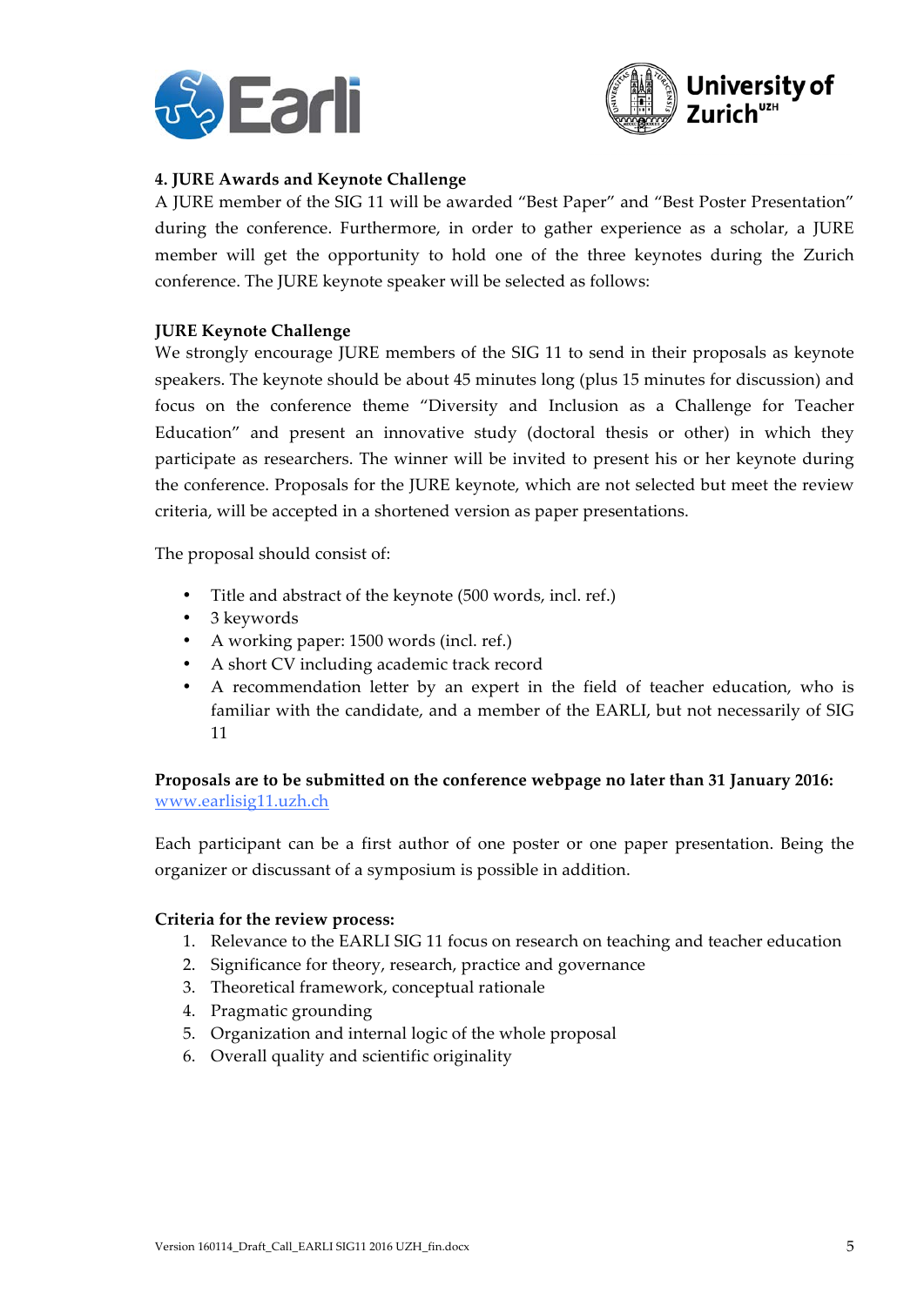**4. JURE Awards and Keynote Challenge**

A JURE member of the SIG 11 will be awarded "Best Paper" and "Best Poster Presentation" during the conference. Furthermore, in order to gather experience as a scholar, a JURE member will get the opportunity to hold one of the three keynotes during the Zurich conference. The JURE keynote speaker will be selected as follows:

**JURE Keynote Challenge**

We strongly encourage JURE members of the SIG 11 to send in their proposals as keynote speakers. The keynote should be about 45 minutes long (plus 15 minutes for discussion) and focus on the conference theme "Diversity and Inclusion as a Challenge for Teacher Education" and present an innovative study (doctoral thesis or other) in which they participate as researchers. The winner will be invited to present his or her keynote during the conference. Proposals for the JURE keynote, which are not selected but meet the review criteria, will be accepted in a shortened version as paper presentations.

The proposal should consist of:

- Title and abstract of the keynote (500 words, incl. ref.)
- 3 keywords
- A working paper: 1500 words (incl. ref.)
- A short CV including academic track record
- A recommendation letter by an expert in the field of teacher education, who is familiar with the candidate, and a member of the EARLI, but not necessarily of SIG 11

**Proposals are to be submitted on the conference webpage no later than 31 January 2016:**
www.earlisig11.uzh.ch

Each participant can be a first author of one poster or one paper presentation. Being the organizer or discussant of a symposium is possible in addition.

**Criteria for the review process:**

1. Relevance to the EARLI SIG 11 focus on research on teaching and teacher education
2. Significance for theory, research, practice and governance
3. Theoretical framework, conceptual rationale
4. Pragmatic grounding
5. Organization and internal logic of the whole proposal
6. Overall quality and scientific originality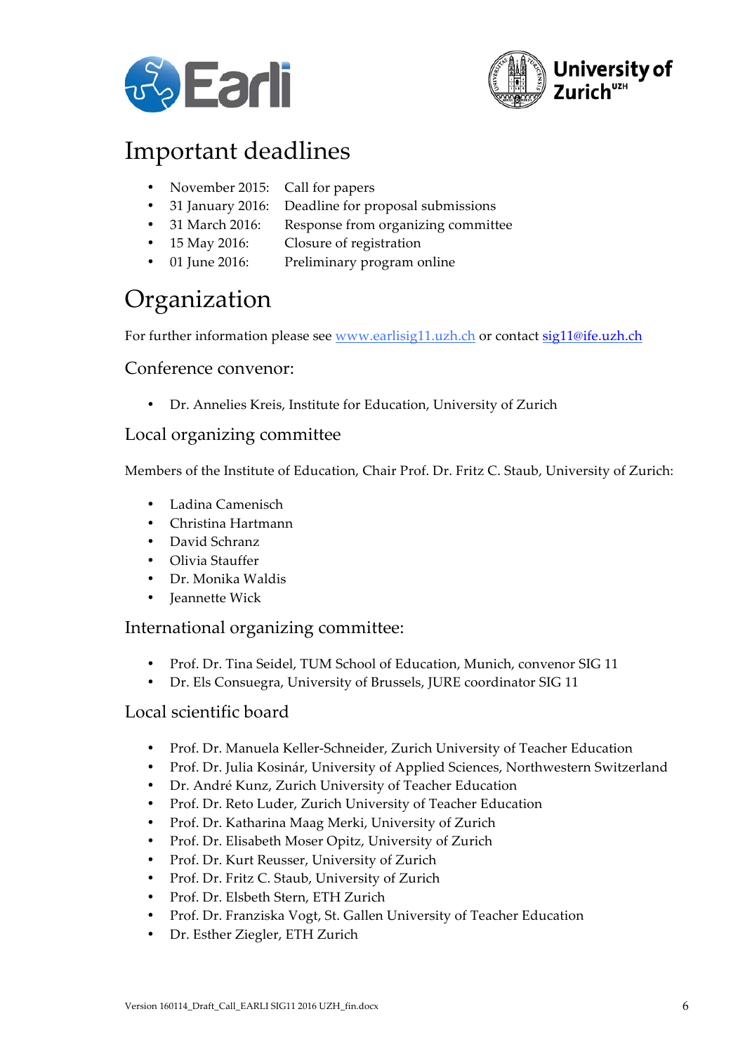# Important deadlines

- November 2015: Call for papers
- 31 January 2016: Deadline for proposal submissions
- 31 March 2016: Response from organizing committee
- 15 May 2016: Closure of registration
- 01 June 2016: Preliminary program online

# Organization

For further information please see www.earlisig11.uzh.ch or contact sig11@ife.uzh.ch

## Conference convenor:

- Dr. Annelies Kreis, Institute for Education, University of Zurich

## Local organizing committee

Members of the Institute of Education, Chair Prof. Dr. Fritz C. Staub, University of Zurich:

- Ladina Camenisch
- Christina Hartmann
- David Schranz
- Olivia Stauffer
- Dr. Monika Waldis
- Jeannette Wick

## International organizing committee:

- Prof. Dr. Tina Seidel, TUM School of Education, Munich, convenor SIG 11
- Dr. Els Consuegra, University of Brussels, JURE coordinator SIG 11

## Local scientific board

- Prof. Dr. Manuela Keller-Schneider, Zurich University of Teacher Education
- Prof. Dr. Julia Kosinár, University of Applied Sciences, Northwestern Switzerland
- Dr. André Kunz, Zurich University of Teacher Education
- Prof. Dr. Reto Luder, Zurich University of Teacher Education
- Prof. Dr. Katharina Maag Merki, University of Zurich
- Prof. Dr. Elisabeth Moser Opitz, University of Zurich
- Prof. Dr. Kurt Reusser, University of Zurich
- Prof. Dr. Fritz C. Staub, University of Zurich
- Prof. Dr. Elsbeth Stern, ETH Zurich
- Prof. Dr. Franziska Vogt, St. Gallen University of Teacher Education
- Dr. Esther Ziegler, ETH Zurich